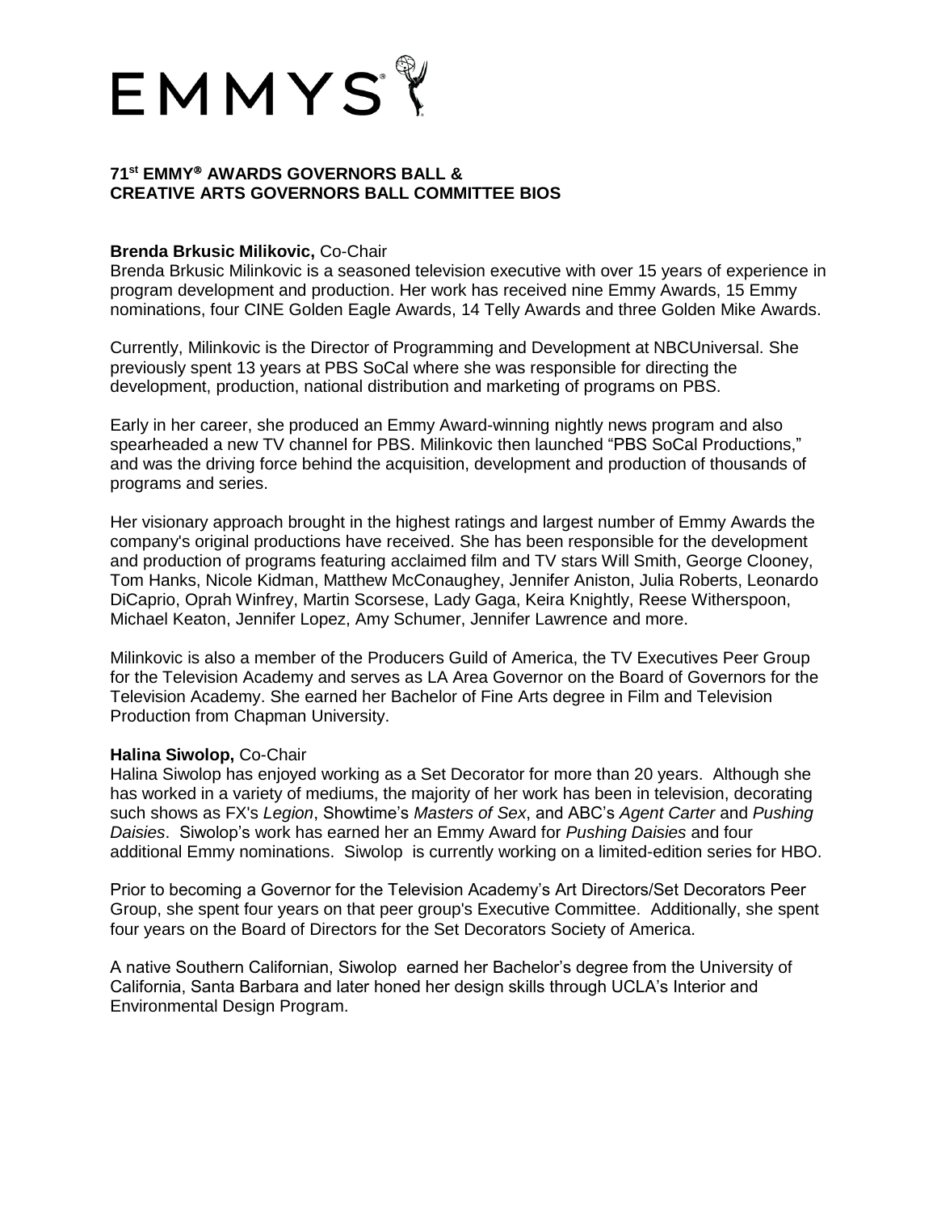EMMYS

## 71st EMMY® AWARDS GOVERNORS BALL & CREATIVE ARTS GOVERNORS BALL COMMITTEE BIOS

**Brenda Brkusic Milikovic,** Co-Chair
Brenda Brkusic Milinkovic is a seasoned television executive with over 15 years of experience in program development and production. Her work has received nine Emmy Awards, 15 Emmy nominations, four CINE Golden Eagle Awards, 14 Telly Awards and three Golden Mike Awards.

Currently, Milinkovic is the Director of Programming and Development at NBCUniversal. She previously spent 13 years at PBS SoCal where she was responsible for directing the development, production, national distribution and marketing of programs on PBS.

Early in her career, she produced an Emmy Award-winning nightly news program and also spearheaded a new TV channel for PBS. Milinkovic then launched "PBS SoCal Productions," and was the driving force behind the acquisition, development and production of thousands of programs and series.

Her visionary approach brought in the highest ratings and largest number of Emmy Awards the company's original productions have received. She has been responsible for the development and production of programs featuring acclaimed film and TV stars Will Smith, George Clooney, Tom Hanks, Nicole Kidman, Matthew McConaughey, Jennifer Aniston, Julia Roberts, Leonardo DiCaprio, Oprah Winfrey, Martin Scorsese, Lady Gaga, Keira Knightly, Reese Witherspoon, Michael Keaton, Jennifer Lopez, Amy Schumer, Jennifer Lawrence and more.

Milinkovic is also a member of the Producers Guild of America, the TV Executives Peer Group for the Television Academy and serves as LA Area Governor on the Board of Governors for the Television Academy. She earned her Bachelor of Fine Arts degree in Film and Television Production from Chapman University.

**Halina Siwolop,** Co-Chair
Halina Siwolop has enjoyed working as a Set Decorator for more than 20 years. Although she has worked in a variety of mediums, the majority of her work has been in television, decorating such shows as FX's *Legion*, Showtime's *Masters of Sex*, and ABC's *Agent Carter* and *Pushing Daisies*. Siwolop's work has earned her an Emmy Award for *Pushing Daisies* and four additional Emmy nominations. Siwolop is currently working on a limited-edition series for HBO.

Prior to becoming a Governor for the Television Academy's Art Directors/Set Decorators Peer Group, she spent four years on that peer group's Executive Committee. Additionally, she spent four years on the Board of Directors for the Set Decorators Society of America.

A native Southern Californian, Siwolop earned her Bachelor's degree from the University of California, Santa Barbara and later honed her design skills through UCLA's Interior and Environmental Design Program.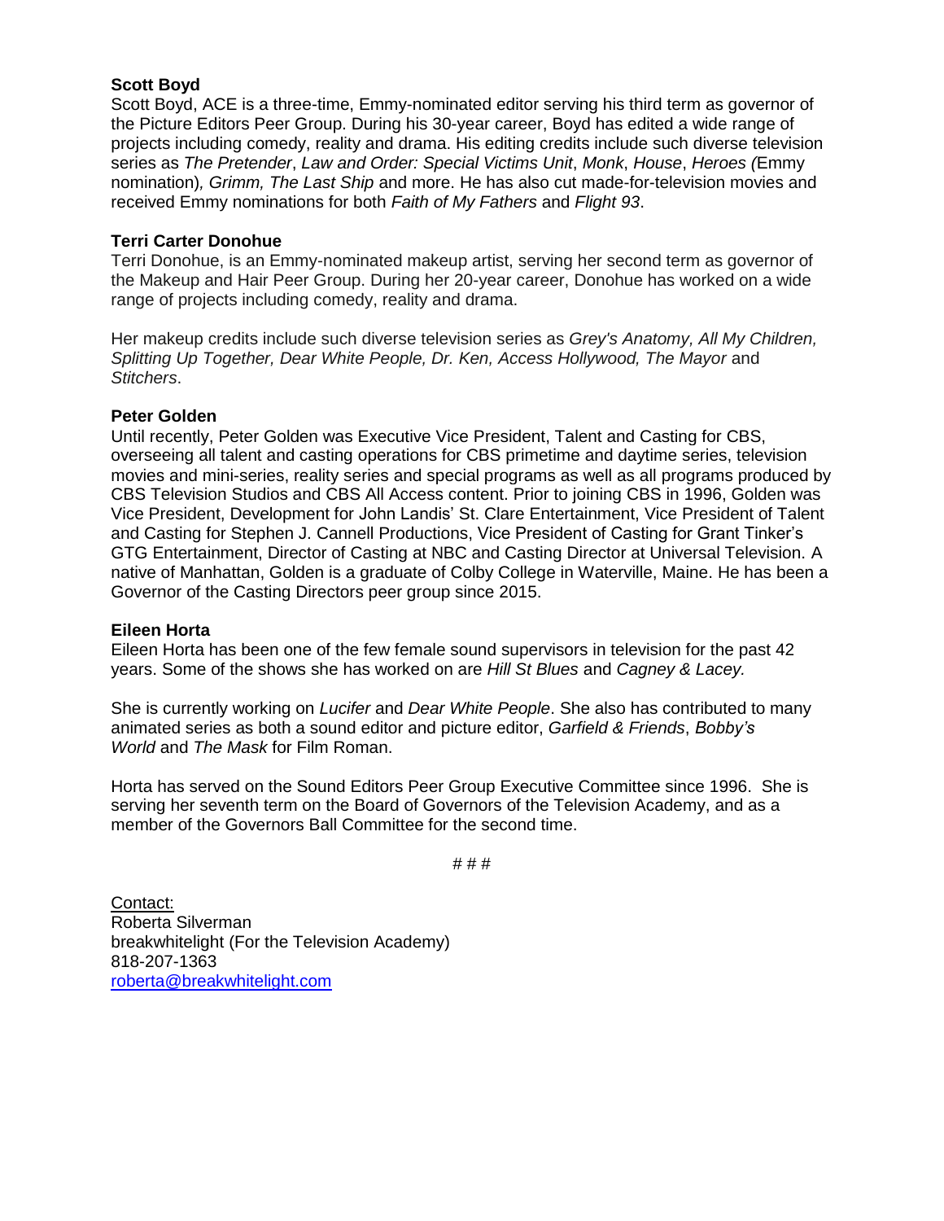**Scott Boyd**

Scott Boyd, ACE is a three-time, Emmy-nominated editor serving his third term as governor of the Picture Editors Peer Group. During his 30-year career, Boyd has edited a wide range of projects including comedy, reality and drama. His editing credits include such diverse television series as *The Pretender*, *Law and Order: Special Victims Unit*, *Monk*, *House*, *Heroes (*Emmy nomination)*, Grimm, The Last Ship* and more. He has also cut made-for-television movies and received Emmy nominations for both *Faith of My Fathers* and *Flight 93*.

**Terri Carter Donohue**

Terri Donohue, is an Emmy-nominated makeup artist, serving her second term as governor of the Makeup and Hair Peer Group. During her 20-year career, Donohue has worked on a wide range of projects including comedy, reality and drama.

Her makeup credits include such diverse television series as *Grey's Anatomy, All My Children, Splitting Up Together, Dear White People, Dr. Ken, Access Hollywood, The Mayor* and *Stitchers*.

**Peter Golden**

Until recently, Peter Golden was Executive Vice President, Talent and Casting for CBS, overseeing all talent and casting operations for CBS primetime and daytime series, television movies and mini-series, reality series and special programs as well as all programs produced by CBS Television Studios and CBS All Access content. Prior to joining CBS in 1996, Golden was Vice President, Development for John Landis' St. Clare Entertainment, Vice President of Talent and Casting for Stephen J. Cannell Productions, Vice President of Casting for Grant Tinker's GTG Entertainment, Director of Casting at NBC and Casting Director at Universal Television. A native of Manhattan, Golden is a graduate of Colby College in Waterville, Maine. He has been a Governor of the Casting Directors peer group since 2015.

**Eileen Horta**

Eileen Horta has been one of the few female sound supervisors in television for the past 42 years. Some of the shows she has worked on are *Hill St Blues* and *Cagney & Lacey.*

She is currently working on *Lucifer* and *Dear White People*. She also has contributed to many animated series as both a sound editor and picture editor, *Garfield & Friends*, *Bobby's World* and *The Mask* for Film Roman.

Horta has served on the Sound Editors Peer Group Executive Committee since 1996. She is serving her seventh term on the Board of Governors of the Television Academy, and as a member of the Governors Ball Committee for the second time.

# # #

Contact:
Roberta Silverman
breakwhitelight (For the Television Academy)
818-207-1363
roberta@breakwhitelight.com